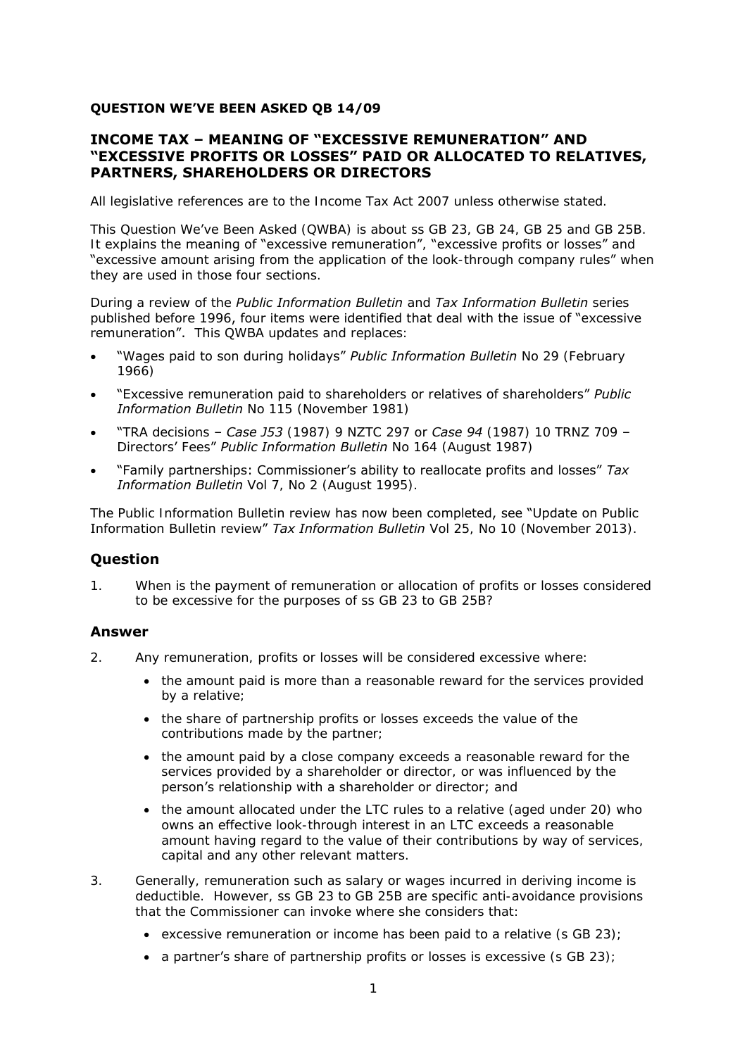**QUESTION WE'VE BEEN ASKED QB 14/09**

## INCOME TAX – MEANING OF "EXCESSIVE REMUNERATION" AND "EXCESSIVE PROFITS OR LOSSES" PAID OR ALLOCATED TO RELATIVES, PARTNERS, SHAREHOLDERS OR DIRECTORS

All legislative references are to the Income Tax Act 2007 unless otherwise stated.

This Question We've Been Asked (QWBA) is about ss GB 23, GB 24, GB 25 and GB 25B. It explains the meaning of "excessive remuneration", "excessive profits or losses" and "excessive amount arising from the application of the look-through company rules" when they are used in those four sections.

During a review of the *Public Information Bulletin* and *Tax Information Bulletin* series published before 1996, four items were identified that deal with the issue of "excessive remuneration". This QWBA updates and replaces:

- "Wages paid to son during holidays" *Public Information Bulletin* No 29 (February 1966)
- "Excessive remuneration paid to shareholders or relatives of shareholders" *Public Information Bulletin* No 115 (November 1981)
- "TRA decisions – *Case J53* (1987) 9 NZTC 297 or *Case 94* (1987) 10 TRNZ 709 – Directors' Fees" *Public Information Bulletin* No 164 (August 1987)
- "Family partnerships: Commissioner's ability to reallocate profits and losses" *Tax Information Bulletin* Vol 7, No 2 (August 1995).

The Public Information Bulletin review has now been completed, see "Update on Public Information Bulletin review" *Tax Information Bulletin* Vol 25, No 10 (November 2013).

### Question

1. When is the payment of remuneration or allocation of profits or losses considered to be excessive for the purposes of ss GB 23 to GB 25B?

### Answer

2. Any remuneration, profits or losses will be considered excessive where:
   - the amount paid is more than a reasonable reward for the services provided by a relative;
   - the share of partnership profits or losses exceeds the value of the contributions made by the partner;
   - the amount paid by a close company exceeds a reasonable reward for the services provided by a shareholder or director, or was influenced by the person's relationship with a shareholder or director; and
   - the amount allocated under the LTC rules to a relative (aged under 20) who owns an effective look-through interest in an LTC exceeds a reasonable amount having regard to the value of their contributions by way of services, capital and any other relevant matters.

3. Generally, remuneration such as salary or wages incurred in deriving income is deductible. However, ss GB 23 to GB 25B are specific anti-avoidance provisions that the Commissioner can invoke where she considers that:
   - excessive remuneration or income has been paid to a relative (s GB 23);
   - a partner's share of partnership profits or losses is excessive (s GB 23);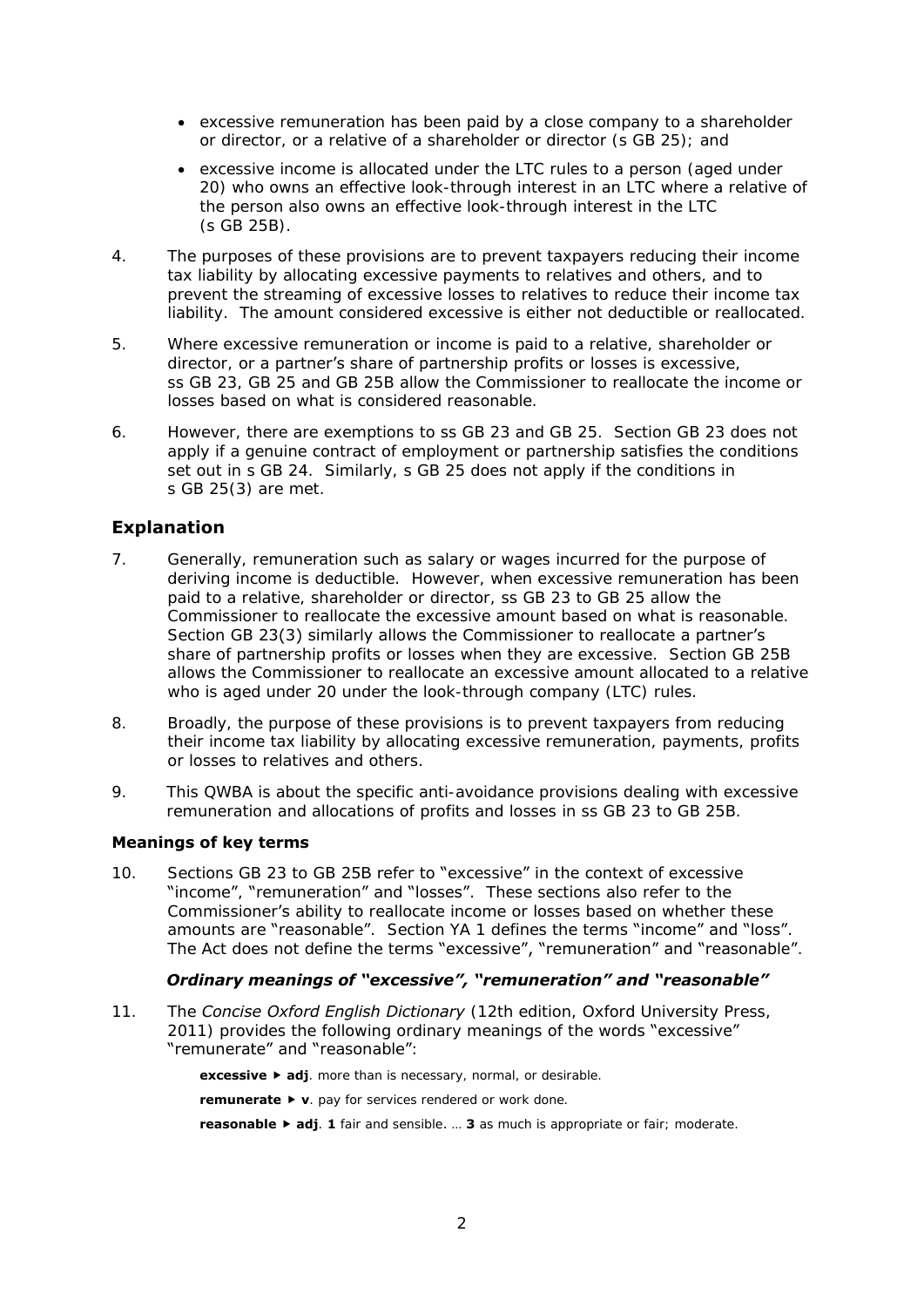- excessive remuneration has been paid by a close company to a shareholder or director, or a relative of a shareholder or director (s GB 25); and
- excessive income is allocated under the LTC rules to a person (aged under 20) who owns an effective look-through interest in an LTC where a relative of the person also owns an effective look-through interest in the LTC (s GB 25B).

4. The purposes of these provisions are to prevent taxpayers reducing their income tax liability by allocating excessive payments to relatives and others, and to prevent the streaming of excessive losses to relatives to reduce their income tax liability. The amount considered excessive is either not deductible or reallocated.

5. Where excessive remuneration or income is paid to a relative, shareholder or director, or a partner's share of partnership profits or losses is excessive, ss GB 23, GB 25 and GB 25B allow the Commissioner to reallocate the income or losses based on what is considered reasonable.

6. However, there are exemptions to ss GB 23 and GB 25. Section GB 23 does not apply if a genuine contract of employment or partnership satisfies the conditions set out in s GB 24. Similarly, s GB 25 does not apply if the conditions in s GB 25(3) are met.

## Explanation

7. Generally, remuneration such as salary or wages incurred for the purpose of deriving income is deductible. However, when excessive remuneration has been paid to a relative, shareholder or director, ss GB 23 to GB 25 allow the Commissioner to reallocate the excessive amount based on what is reasonable. Section GB 23(3) similarly allows the Commissioner to reallocate a partner's share of partnership profits or losses when they are excessive. Section GB 25B allows the Commissioner to reallocate an excessive amount allocated to a relative who is aged under 20 under the look-through company (LTC) rules.

8. Broadly, the purpose of these provisions is to prevent taxpayers from reducing their income tax liability by allocating excessive remuneration, payments, profits or losses to relatives and others.

9. This QWBA is about the specific anti-avoidance provisions dealing with excessive remuneration and allocations of profits and losses in ss GB 23 to GB 25B.

### Meanings of key terms

10. Sections GB 23 to GB 25B refer to "excessive" in the context of excessive "income", "remuneration" and "losses". These sections also refer to the Commissioner's ability to reallocate income or losses based on whether these amounts are "reasonable". Section YA 1 defines the terms "income" and "loss". The Act does not define the terms "excessive", "remuneration" and "reasonable".

#### *Ordinary meanings of "excessive", "remuneration" and "reasonable"*

11. The *Concise Oxford English Dictionary* (12th edition, Oxford University Press, 2011) provides the following ordinary meanings of the words "excessive" "remunerate" and "reasonable":

> **excessive** ▶ **adj**. more than is necessary, normal, or desirable.
>
> **remunerate** ▶ **v**. pay for services rendered or work done.
>
> **reasonable** ▶ **adj**. **1** fair and sensible. … **3** as much is appropriate or fair; moderate.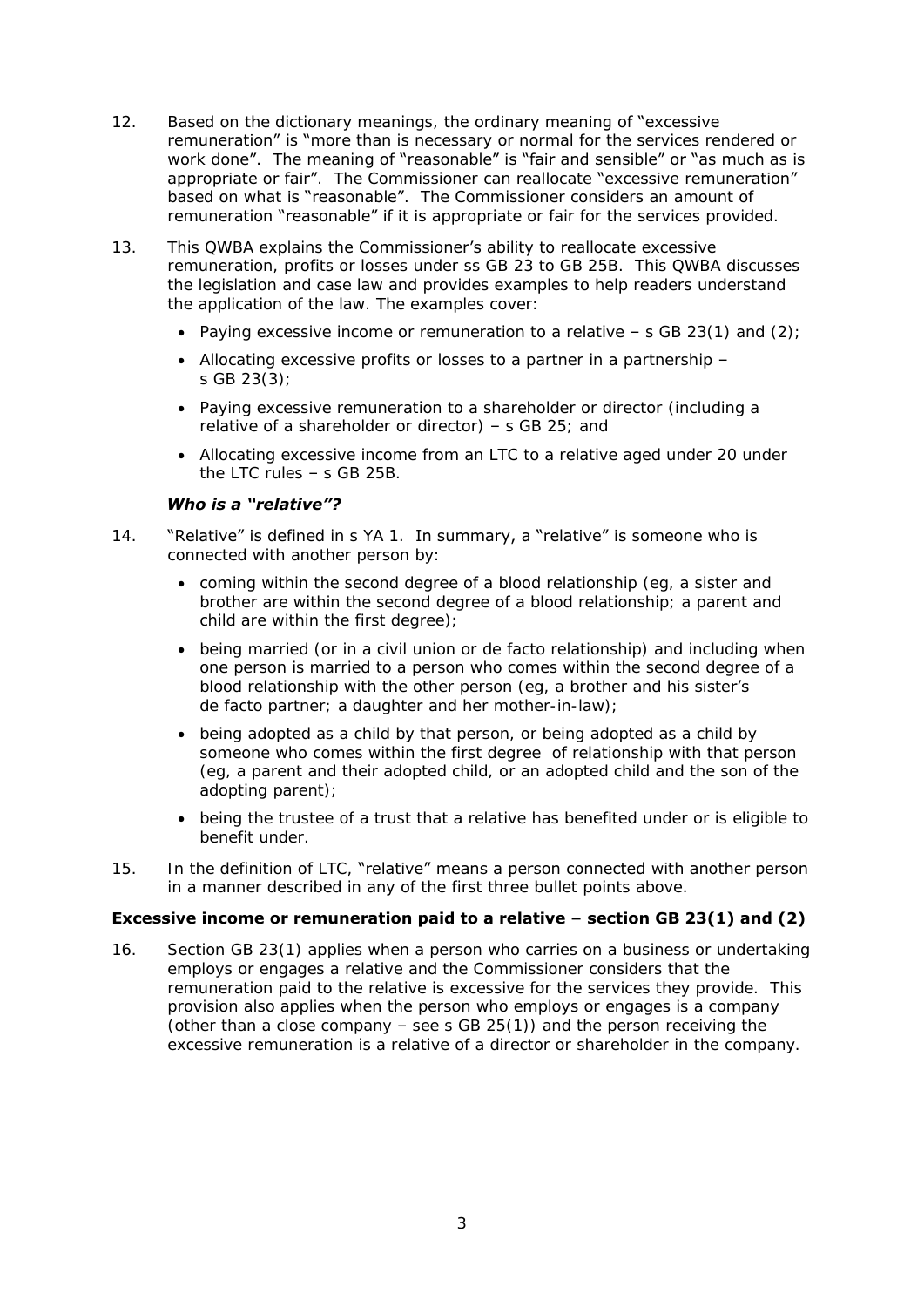12. Based on the dictionary meanings, the ordinary meaning of "excessive remuneration" is "more than is necessary or normal for the services rendered or work done". The meaning of "reasonable" is "fair and sensible" or "as much as is appropriate or fair". The Commissioner can reallocate "excessive remuneration" based on what is "reasonable". The Commissioner considers an amount of remuneration "reasonable" if it is appropriate or fair for the services provided.

13. This QWBA explains the Commissioner's ability to reallocate excessive remuneration, profits or losses under ss GB 23 to GB 25B. This QWBA discusses the legislation and case law and provides examples to help readers understand the application of the law. The examples cover:

    - Paying excessive income or remuneration to a relative – s GB 23(1) and (2);
    - Allocating excessive profits or losses to a partner in a partnership – s GB 23(3);
    - Paying excessive remuneration to a shareholder or director (including a relative of a shareholder or director) – s GB 25; and
    - Allocating excessive income from an LTC to a relative aged under 20 under the LTC rules – s GB 25B.

### *Who is a "relative"?*

14. "Relative" is defined in s YA 1. In summary, a "relative" is someone who is connected with another person by:

    - coming within the second degree of a blood relationship (eg, a sister and brother are within the second degree of a blood relationship; a parent and child are within the first degree);
    - being married (or in a civil union or de facto relationship) and including when one person is married to a person who comes within the second degree of a blood relationship with the other person (eg, a brother and his sister's de facto partner; a daughter and her mother-in-law);
    - being adopted as a child by that person, or being adopted as a child by someone who comes within the first degree of relationship with that person (eg, a parent and their adopted child, or an adopted child and the son of the adopting parent);
    - being the trustee of a trust that a relative has benefited under or is eligible to benefit under.

15. In the definition of LTC, "relative" means a person connected with another person in a manner described in any of the first three bullet points above.

## Excessive income or remuneration paid to a relative – section GB 23(1) and (2)

16. Section GB 23(1) applies when a person who carries on a business or undertaking employs or engages a relative and the Commissioner considers that the remuneration paid to the relative is excessive for the services they provide. This provision also applies when the person who employs or engages is a company (other than a close company – see s GB 25(1)) and the person receiving the excessive remuneration is a relative of a director or shareholder in the company.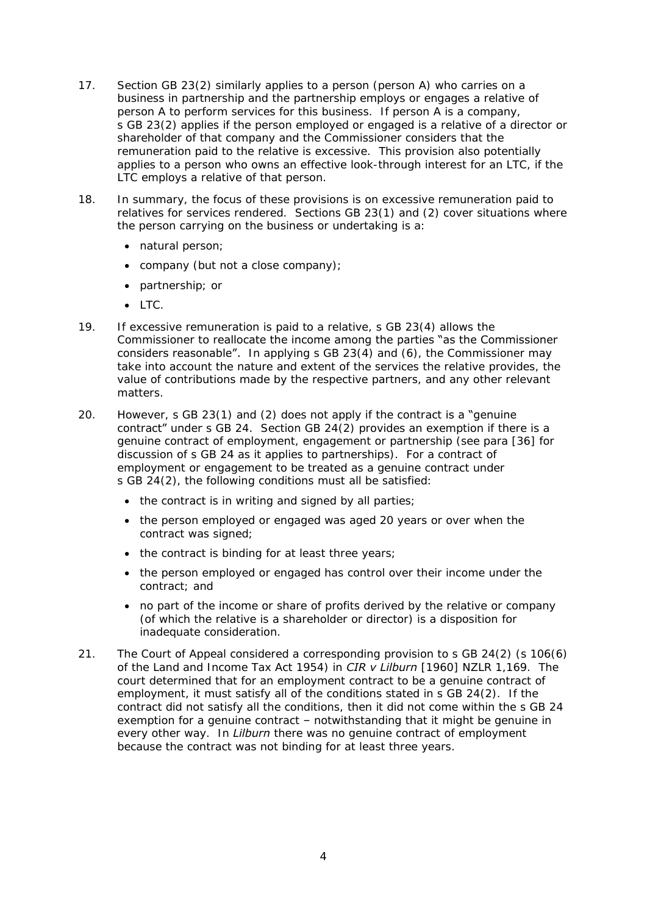17. Section GB 23(2) similarly applies to a person (person A) who carries on a business in partnership and the partnership employs or engages a relative of person A to perform services for this business. If person A is a company, s GB 23(2) applies if the person employed or engaged is a relative of a director or shareholder of that company and the Commissioner considers that the remuneration paid to the relative is excessive. This provision also potentially applies to a person who owns an effective look-through interest for an LTC, if the LTC employs a relative of that person.

18. In summary, the focus of these provisions is on excessive remuneration paid to relatives for services rendered. Sections GB 23(1) and (2) cover situations where the person carrying on the business or undertaking is a:

    - natural person;
    - company (but not a close company);
    - partnership; or
    - LTC.

19. If excessive remuneration is paid to a relative, s GB 23(4) allows the Commissioner to reallocate the income among the parties "as the Commissioner considers reasonable". In applying s GB 23(4) and (6), the Commissioner may take into account the nature and extent of the services the relative provides, the value of contributions made by the respective partners, and any other relevant matters.

20. However, s GB 23(1) and (2) does not apply if the contract is a "genuine contract" under s GB 24. Section GB 24(2) provides an exemption if there is a genuine contract of employment, engagement or partnership (see para [36] for discussion of s GB 24 as it applies to partnerships). For a contract of employment or engagement to be treated as a genuine contract under s GB 24(2), the following conditions must all be satisfied:

    - the contract is in writing and signed by all parties;
    - the person employed or engaged was aged 20 years or over when the contract was signed;
    - the contract is binding for at least three years;
    - the person employed or engaged has control over their income under the contract; and
    - no part of the income or share of profits derived by the relative or company (of which the relative is a shareholder or director) is a disposition for inadequate consideration.

21. The Court of Appeal considered a corresponding provision to s GB 24(2) (s 106(6) of the Land and Income Tax Act 1954) in *CIR v Lilburn* [1960] NZLR 1,169. The court determined that for an employment contract to be a genuine contract of employment, it must satisfy all of the conditions stated in s GB 24(2). If the contract did not satisfy all the conditions, then it did not come within the s GB 24 exemption for a genuine contract – notwithstanding that it might be genuine in every other way. In *Lilburn* there was no genuine contract of employment because the contract was not binding for at least three years.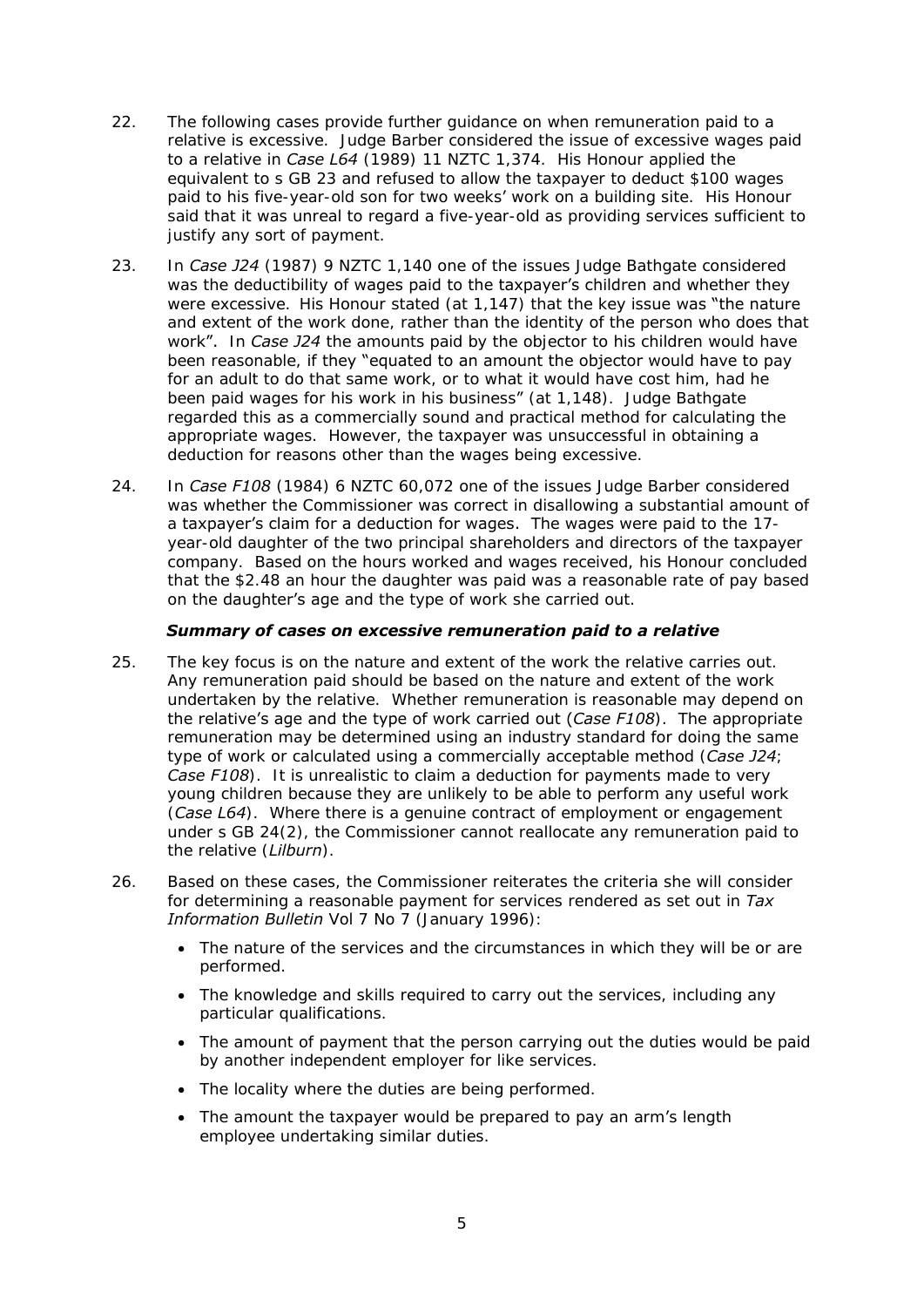22. The following cases provide further guidance on when remuneration paid to a relative is excessive. Judge Barber considered the issue of excessive wages paid to a relative in *Case L64* (1989) 11 NZTC 1,374. His Honour applied the equivalent to s GB 23 and refused to allow the taxpayer to deduct $100 wages paid to his five-year-old son for two weeks' work on a building site. His Honour said that it was unreal to regard a five-year-old as providing services sufficient to justify any sort of payment.

23. In *Case J24* (1987) 9 NZTC 1,140 one of the issues Judge Bathgate considered was the deductibility of wages paid to the taxpayer's children and whether they were excessive. His Honour stated (at 1,147) that the key issue was "the nature and extent of the work done, rather than the identity of the person who does that work". In *Case J24* the amounts paid by the objector to his children would have been reasonable, if they "equated to an amount the objector would have to pay for an adult to do that same work, or to what it would have cost him, had he been paid wages for his work in his business" (at 1,148). Judge Bathgate regarded this as a commercially sound and practical method for calculating the appropriate wages. However, the taxpayer was unsuccessful in obtaining a deduction for reasons other than the wages being excessive.

24. In *Case F108* (1984) 6 NZTC 60,072 one of the issues Judge Barber considered was whether the Commissioner was correct in disallowing a substantial amount of a taxpayer's claim for a deduction for wages. The wages were paid to the 17-year-old daughter of the two principal shareholders and directors of the taxpayer company. Based on the hours worked and wages received, his Honour concluded that the $2.48 an hour the daughter was paid was a reasonable rate of pay based on the daughter's age and the type of work she carried out.

### *Summary of cases on excessive remuneration paid to a relative*

25. The key focus is on the nature and extent of the work the relative carries out. Any remuneration paid should be based on the nature and extent of the work undertaken by the relative. Whether remuneration is reasonable may depend on the relative's age and the type of work carried out (*Case F108*). The appropriate remuneration may be determined using an industry standard for doing the same type of work or calculated using a commercially acceptable method (*Case J24*; *Case F108*). It is unrealistic to claim a deduction for payments made to very young children because they are unlikely to be able to perform any useful work (*Case L64*). Where there is a genuine contract of employment or engagement under s GB 24(2), the Commissioner cannot reallocate any remuneration paid to the relative (*Lilburn*).

26. Based on these cases, the Commissioner reiterates the criteria she will consider for determining a reasonable payment for services rendered as set out in *Tax Information Bulletin* Vol 7 No 7 (January 1996):

    - The nature of the services and the circumstances in which they will be or are performed.
    - The knowledge and skills required to carry out the services, including any particular qualifications.
    - The amount of payment that the person carrying out the duties would be paid by another independent employer for like services.
    - The locality where the duties are being performed.
    - The amount the taxpayer would be prepared to pay an arm's length employee undertaking similar duties.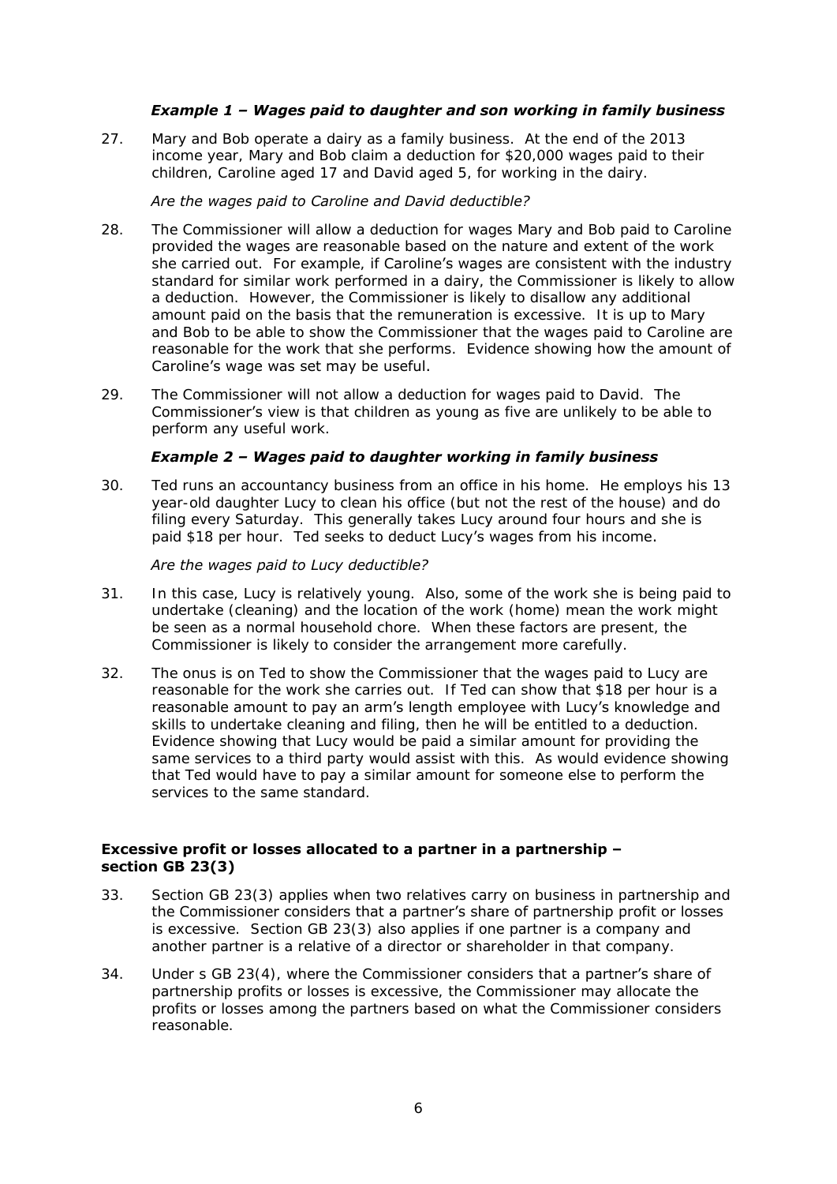### *Example 1 – Wages paid to daughter and son working in family business*

27. Mary and Bob operate a dairy as a family business. At the end of the 2013 income year, Mary and Bob claim a deduction for $20,000 wages paid to their children, Caroline aged 17 and David aged 5, for working in the dairy.

*Are the wages paid to Caroline and David deductible?*

28. The Commissioner will allow a deduction for wages Mary and Bob paid to Caroline provided the wages are reasonable based on the nature and extent of the work she carried out. For example, if Caroline's wages are consistent with the industry standard for similar work performed in a dairy, the Commissioner is likely to allow a deduction. However, the Commissioner is likely to disallow any additional amount paid on the basis that the remuneration is excessive. It is up to Mary and Bob to be able to show the Commissioner that the wages paid to Caroline are reasonable for the work that she performs. Evidence showing how the amount of Caroline's wage was set may be useful.

29. The Commissioner will not allow a deduction for wages paid to David. The Commissioner's view is that children as young as five are unlikely to be able to perform any useful work.

### *Example 2 – Wages paid to daughter working in family business*

30. Ted runs an accountancy business from an office in his home. He employs his 13 year-old daughter Lucy to clean his office (but not the rest of the house) and do filing every Saturday. This generally takes Lucy around four hours and she is paid $18 per hour. Ted seeks to deduct Lucy's wages from his income.

*Are the wages paid to Lucy deductible?*

31. In this case, Lucy is relatively young. Also, some of the work she is being paid to undertake (cleaning) and the location of the work (home) mean the work might be seen as a normal household chore. When these factors are present, the Commissioner is likely to consider the arrangement more carefully.

32. The onus is on Ted to show the Commissioner that the wages paid to Lucy are reasonable for the work she carries out. If Ted can show that $18 per hour is a reasonable amount to pay an arm's length employee with Lucy's knowledge and skills to undertake cleaning and filing, then he will be entitled to a deduction. Evidence showing that Lucy would be paid a similar amount for providing the same services to a third party would assist with this. As would evidence showing that Ted would have to pay a similar amount for someone else to perform the services to the same standard.

## **Excessive profit or losses allocated to a partner in a partnership – section GB 23(3)**

33. Section GB 23(3) applies when two relatives carry on business in partnership and the Commissioner considers that a partner's share of partnership profit or losses is excessive. Section GB 23(3) also applies if one partner is a company and another partner is a relative of a director or shareholder in that company.

34. Under s GB 23(4), where the Commissioner considers that a partner's share of partnership profits or losses is excessive, the Commissioner may allocate the profits or losses among the partners based on what the Commissioner considers reasonable.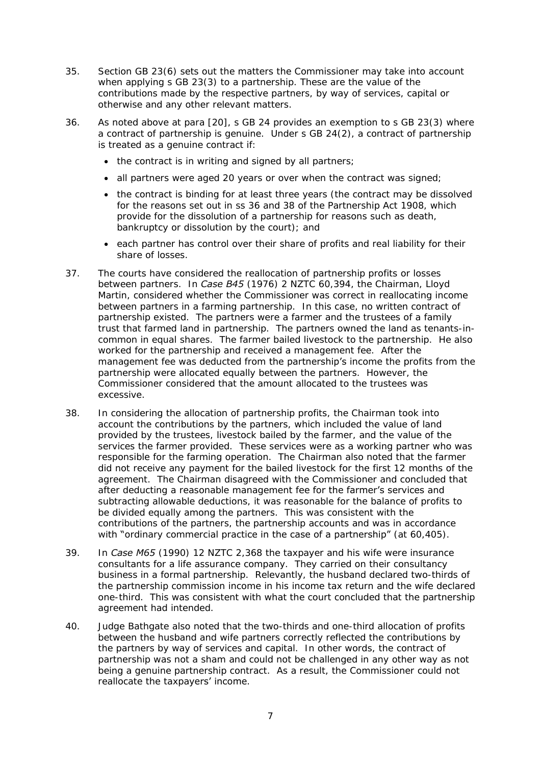35. Section GB 23(6) sets out the matters the Commissioner may take into account when applying s GB 23(3) to a partnership. These are the value of the contributions made by the respective partners, by way of services, capital or otherwise and any other relevant matters.

36. As noted above at para [20], s GB 24 provides an exemption to s GB 23(3) where a contract of partnership is genuine. Under s GB 24(2), a contract of partnership is treated as a genuine contract if:

- the contract is in writing and signed by all partners;
- all partners were aged 20 years or over when the contract was signed;
- the contract is binding for at least three years (the contract may be dissolved for the reasons set out in ss 36 and 38 of the Partnership Act 1908, which provide for the dissolution of a partnership for reasons such as death, bankruptcy or dissolution by the court); and
- each partner has control over their share of profits and real liability for their share of losses.

37. The courts have considered the reallocation of partnership profits or losses between partners. In *Case B45* (1976) 2 NZTC 60,394, the Chairman, Lloyd Martin, considered whether the Commissioner was correct in reallocating income between partners in a farming partnership. In this case, no written contract of partnership existed. The partners were a farmer and the trustees of a family trust that farmed land in partnership. The partners owned the land as tenants-in-common in equal shares. The farmer bailed livestock to the partnership. He also worked for the partnership and received a management fee. After the management fee was deducted from the partnership's income the profits from the partnership were allocated equally between the partners. However, the Commissioner considered that the amount allocated to the trustees was excessive.

38. In considering the allocation of partnership profits, the Chairman took into account the contributions by the partners, which included the value of land provided by the trustees, livestock bailed by the farmer, and the value of the services the farmer provided. These services were as a working partner who was responsible for the farming operation. The Chairman also noted that the farmer did not receive any payment for the bailed livestock for the first 12 months of the agreement. The Chairman disagreed with the Commissioner and concluded that after deducting a reasonable management fee for the farmer's services and subtracting allowable deductions, it was reasonable for the balance of profits to be divided equally among the partners. This was consistent with the contributions of the partners, the partnership accounts and was in accordance with "ordinary commercial practice in the case of a partnership" (at 60,405).

39. In *Case M65* (1990) 12 NZTC 2,368 the taxpayer and his wife were insurance consultants for a life assurance company. They carried on their consultancy business in a formal partnership. Relevantly, the husband declared two-thirds of the partnership commission income in his income tax return and the wife declared one-third. This was consistent with what the court concluded that the partnership agreement had intended.

40. Judge Bathgate also noted that the two-thirds and one-third allocation of profits between the husband and wife partners correctly reflected the contributions by the partners by way of services and capital. In other words, the contract of partnership was not a sham and could not be challenged in any other way as not being a genuine partnership contract. As a result, the Commissioner could not reallocate the taxpayers' income.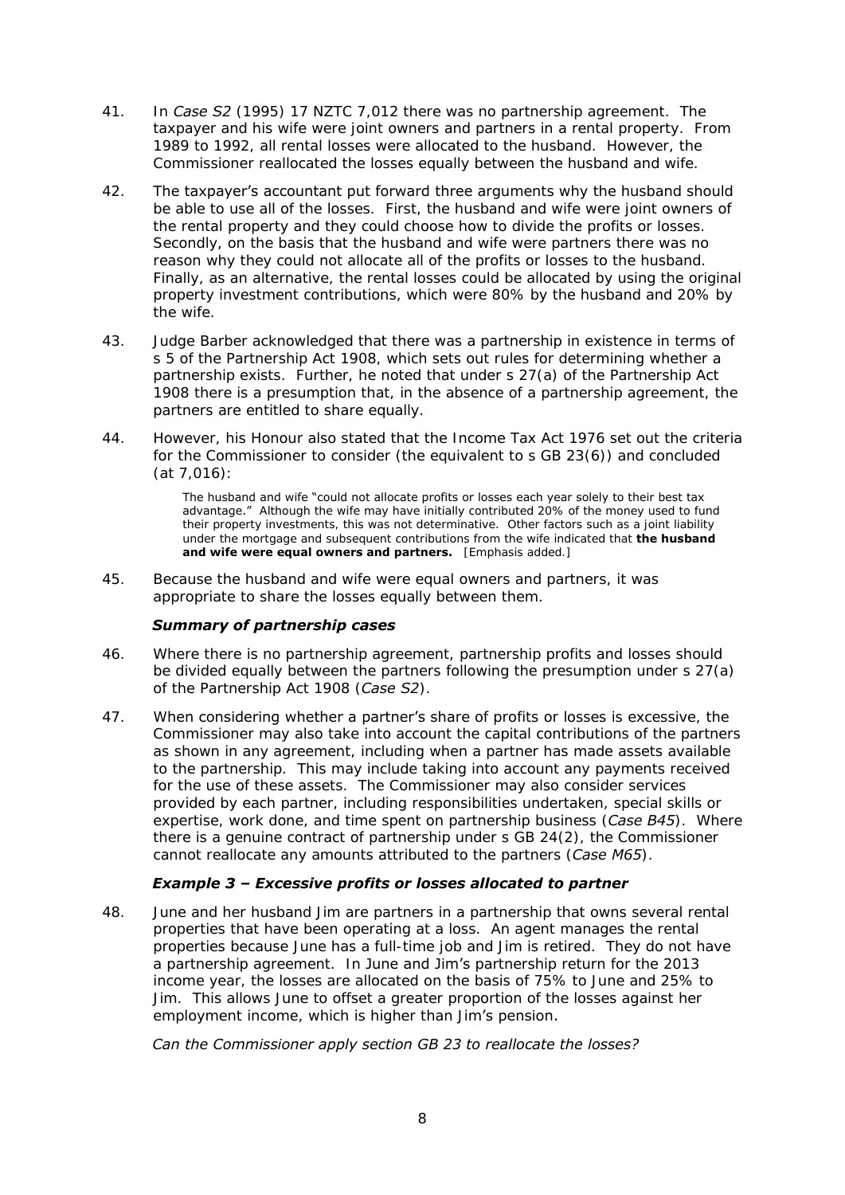41. In *Case S2* (1995) 17 NZTC 7,012 there was no partnership agreement. The taxpayer and his wife were joint owners and partners in a rental property. From 1989 to 1992, all rental losses were allocated to the husband. However, the Commissioner reallocated the losses equally between the husband and wife.

42. The taxpayer's accountant put forward three arguments why the husband should be able to use all of the losses. First, the husband and wife were joint owners of the rental property and they could choose how to divide the profits or losses. Secondly, on the basis that the husband and wife were partners there was no reason why they could not allocate all of the profits or losses to the husband. Finally, as an alternative, the rental losses could be allocated by using the original property investment contributions, which were 80% by the husband and 20% by the wife.

43. Judge Barber acknowledged that there was a partnership in existence in terms of s 5 of the Partnership Act 1908, which sets out rules for determining whether a partnership exists. Further, he noted that under s 27(a) of the Partnership Act 1908 there is a presumption that, in the absence of a partnership agreement, the partners are entitled to share equally.

44. However, his Honour also stated that the Income Tax Act 1976 set out the criteria for the Commissioner to consider (the equivalent to s GB 23(6)) and concluded (at 7,016):

> The husband and wife "could not allocate profits or losses each year solely to their best tax advantage." Although the wife may have initially contributed 20% of the money used to fund their property investments, this was not determinative. Other factors such as a joint liability under the mortgage and subsequent contributions from the wife indicated that **the husband and wife were equal owners and partners.** [Emphasis added.]

45. Because the husband and wife were equal owners and partners, it was appropriate to share the losses equally between them.

### *Summary of partnership cases*

46. Where there is no partnership agreement, partnership profits and losses should be divided equally between the partners following the presumption under s 27(a) of the Partnership Act 1908 (*Case S2*).

47. When considering whether a partner's share of profits or losses is excessive, the Commissioner may also take into account the capital contributions of the partners as shown in any agreement, including when a partner has made assets available to the partnership. This may include taking into account any payments received for the use of these assets. The Commissioner may also consider services provided by each partner, including responsibilities undertaken, special skills or expertise, work done, and time spent on partnership business (*Case B45*). Where there is a genuine contract of partnership under s GB 24(2), the Commissioner cannot reallocate any amounts attributed to the partners (*Case M65*).

### *Example 3 – Excessive profits or losses allocated to partner*

48. June and her husband Jim are partners in a partnership that owns several rental properties that have been operating at a loss. An agent manages the rental properties because June has a full-time job and Jim is retired. They do not have a partnership agreement. In June and Jim's partnership return for the 2013 income year, the losses are allocated on the basis of 75% to June and 25% to Jim. This allows June to offset a greater proportion of the losses against her employment income, which is higher than Jim's pension.

*Can the Commissioner apply section GB 23 to reallocate the losses?*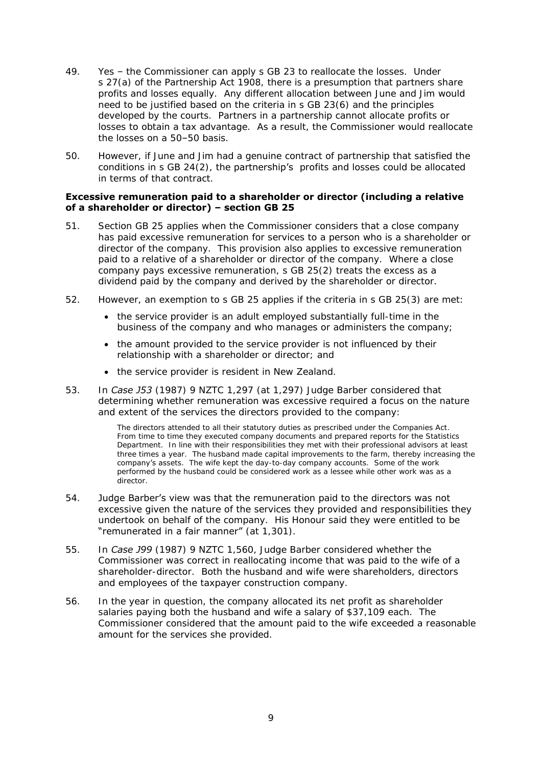49. Yes – the Commissioner can apply s GB 23 to reallocate the losses. Under s 27(a) of the Partnership Act 1908, there is a presumption that partners share profits and losses equally. Any different allocation between June and Jim would need to be justified based on the criteria in s GB 23(6) and the principles developed by the courts. Partners in a partnership cannot allocate profits or losses to obtain a tax advantage. As a result, the Commissioner would reallocate the losses on a 50–50 basis.

50. However, if June and Jim had a genuine contract of partnership that satisfied the conditions in s GB 24(2), the partnership's profits and losses could be allocated in terms of that contract.

**Excessive remuneration paid to a shareholder or director (including a relative of a shareholder or director) – section GB 25**

51. Section GB 25 applies when the Commissioner considers that a close company has paid excessive remuneration for services to a person who is a shareholder or director of the company. This provision also applies to excessive remuneration paid to a relative of a shareholder or director of the company. Where a close company pays excessive remuneration, s GB 25(2) treats the excess as a dividend paid by the company and derived by the shareholder or director.

52. However, an exemption to s GB 25 applies if the criteria in s GB 25(3) are met:

   - the service provider is an adult employed substantially full-time in the business of the company and who manages or administers the company;
   - the amount provided to the service provider is not influenced by their relationship with a shareholder or director; and
   - the service provider is resident in New Zealand.

53. In *Case J53* (1987) 9 NZTC 1,297 (at 1,297) Judge Barber considered that determining whether remuneration was excessive required a focus on the nature and extent of the services the directors provided to the company:

   > The directors attended to all their statutory duties as prescribed under the Companies Act. From time to time they executed company documents and prepared reports for the Statistics Department. In line with their responsibilities they met with their professional advisors at least three times a year. The husband made capital improvements to the farm, thereby increasing the company's assets. The wife kept the day-to-day company accounts. Some of the work performed by the husband could be considered work as a lessee while other work was as a director.

54. Judge Barber's view was that the remuneration paid to the directors was not excessive given the nature of the services they provided and responsibilities they undertook on behalf of the company. His Honour said they were entitled to be "remunerated in a fair manner" (at 1,301).

55. In *Case J99* (1987) 9 NZTC 1,560, Judge Barber considered whether the Commissioner was correct in reallocating income that was paid to the wife of a shareholder-director. Both the husband and wife were shareholders, directors and employees of the taxpayer construction company.

56. In the year in question, the company allocated its net profit as shareholder salaries paying both the husband and wife a salary of $37,109 each. The Commissioner considered that the amount paid to the wife exceeded a reasonable amount for the services she provided.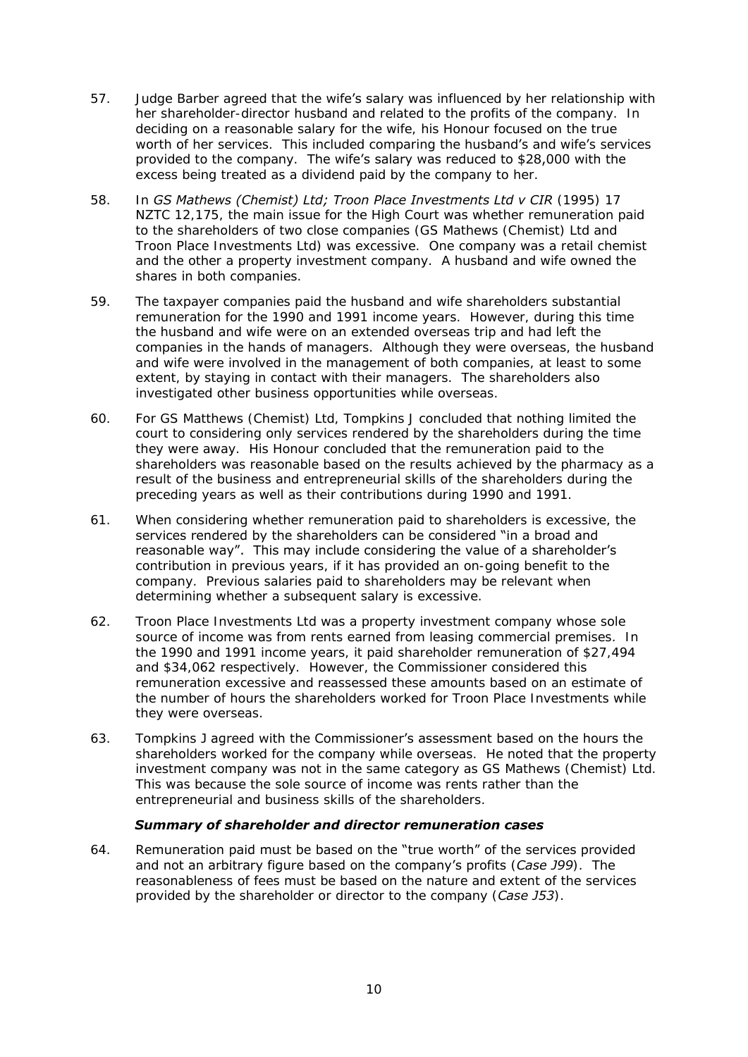57. Judge Barber agreed that the wife's salary was influenced by her relationship with her shareholder-director husband and related to the profits of the company. In deciding on a reasonable salary for the wife, his Honour focused on the true worth of her services. This included comparing the husband's and wife's services provided to the company. The wife's salary was reduced to $28,000 with the excess being treated as a dividend paid by the company to her.

58. In *GS Mathews (Chemist) Ltd; Troon Place Investments Ltd v CIR* (1995) 17 NZTC 12,175, the main issue for the High Court was whether remuneration paid to the shareholders of two close companies (GS Mathews (Chemist) Ltd and Troon Place Investments Ltd) was excessive. One company was a retail chemist and the other a property investment company. A husband and wife owned the shares in both companies.

59. The taxpayer companies paid the husband and wife shareholders substantial remuneration for the 1990 and 1991 income years. However, during this time the husband and wife were on an extended overseas trip and had left the companies in the hands of managers. Although they were overseas, the husband and wife were involved in the management of both companies, at least to some extent, by staying in contact with their managers. The shareholders also investigated other business opportunities while overseas.

60. For GS Matthews (Chemist) Ltd, Tompkins J concluded that nothing limited the court to considering only services rendered by the shareholders during the time they were away. His Honour concluded that the remuneration paid to the shareholders was reasonable based on the results achieved by the pharmacy as a result of the business and entrepreneurial skills of the shareholders during the preceding years as well as their contributions during 1990 and 1991.

61. When considering whether remuneration paid to shareholders is excessive, the services rendered by the shareholders can be considered "in a broad and reasonable way". This may include considering the value of a shareholder's contribution in previous years, if it has provided an on-going benefit to the company. Previous salaries paid to shareholders may be relevant when determining whether a subsequent salary is excessive.

62. Troon Place Investments Ltd was a property investment company whose sole source of income was from rents earned from leasing commercial premises. In the 1990 and 1991 income years, it paid shareholder remuneration of $27,494 and $34,062 respectively. However, the Commissioner considered this remuneration excessive and reassessed these amounts based on an estimate of the number of hours the shareholders worked for Troon Place Investments while they were overseas.

63. Tompkins J agreed with the Commissioner's assessment based on the hours the shareholders worked for the company while overseas. He noted that the property investment company was not in the same category as GS Mathews (Chemist) Ltd. This was because the sole source of income was rents rather than the entrepreneurial and business skills of the shareholders.

#### *Summary of shareholder and director remuneration cases*

64. Remuneration paid must be based on the "true worth" of the services provided and not an arbitrary figure based on the company's profits (*Case J99*). The reasonableness of fees must be based on the nature and extent of the services provided by the shareholder or director to the company (*Case J53*).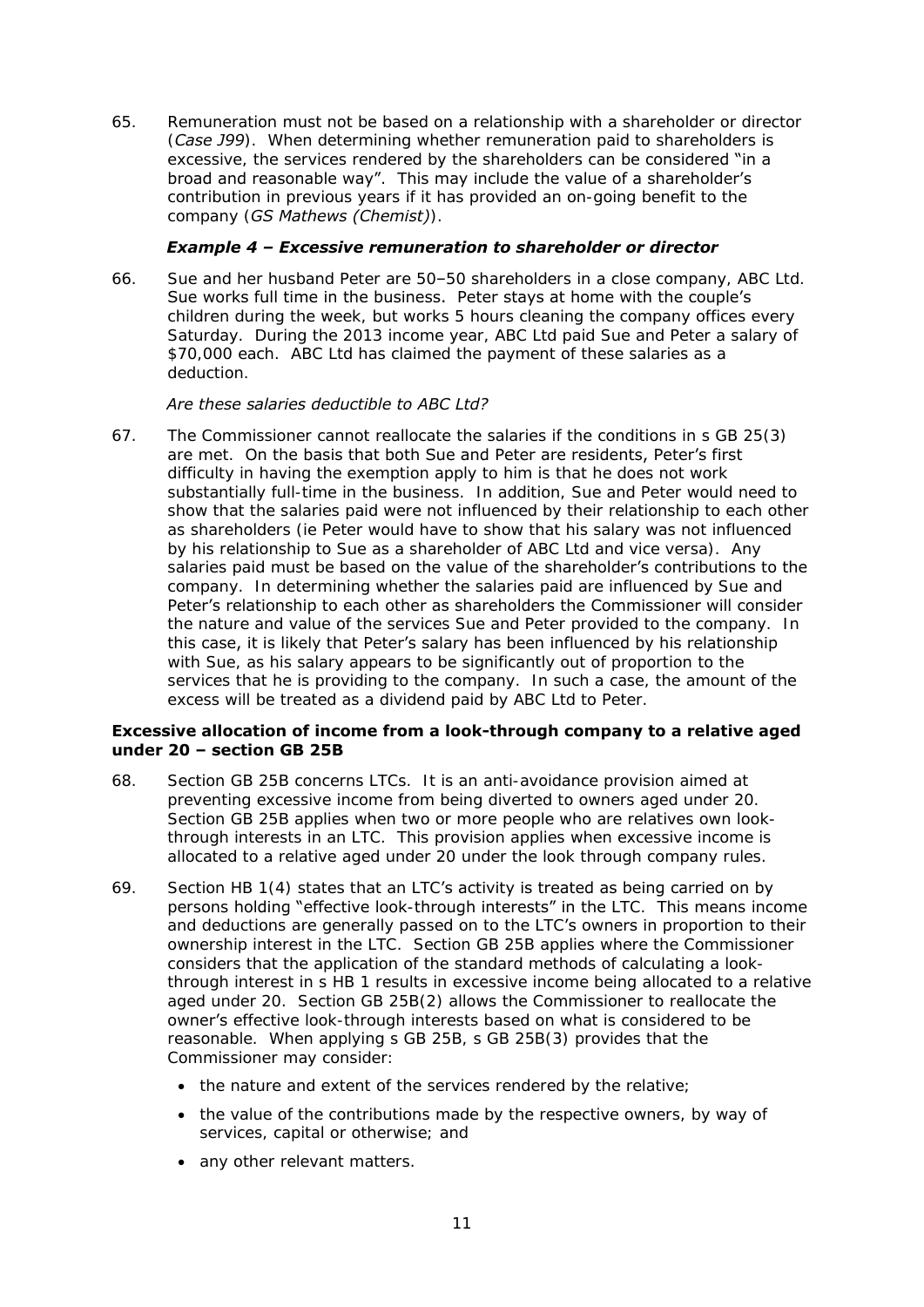65. Remuneration must not be based on a relationship with a shareholder or director (*Case J99*). When determining whether remuneration paid to shareholders is excessive, the services rendered by the shareholders can be considered "in a broad and reasonable way". This may include the value of a shareholder's contribution in previous years if it has provided an on-going benefit to the company (*GS Mathews (Chemist)*).

### *Example 4 – Excessive remuneration to shareholder or director*

66. Sue and her husband Peter are 50–50 shareholders in a close company, ABC Ltd. Sue works full time in the business. Peter stays at home with the couple's children during the week, but works 5 hours cleaning the company offices every Saturday. During the 2013 income year, ABC Ltd paid Sue and Peter a salary of $70,000 each. ABC Ltd has claimed the payment of these salaries as a deduction.

*Are these salaries deductible to ABC Ltd?*

67. The Commissioner cannot reallocate the salaries if the conditions in s GB 25(3) are met. On the basis that both Sue and Peter are residents, Peter's first difficulty in having the exemption apply to him is that he does not work substantially full-time in the business. In addition, Sue and Peter would need to show that the salaries paid were not influenced by their relationship to each other as shareholders (ie Peter would have to show that his salary was not influenced by his relationship to Sue as a shareholder of ABC Ltd and vice versa). Any salaries paid must be based on the value of the shareholder's contributions to the company. In determining whether the salaries paid are influenced by Sue and Peter's relationship to each other as shareholders the Commissioner will consider the nature and value of the services Sue and Peter provided to the company. In this case, it is likely that Peter's salary has been influenced by his relationship with Sue, as his salary appears to be significantly out of proportion to the services that he is providing to the company. In such a case, the amount of the excess will be treated as a dividend paid by ABC Ltd to Peter.

### Excessive allocation of income from a look-through company to a relative aged under 20 – section GB 25B

68. Section GB 25B concerns LTCs. It is an anti-avoidance provision aimed at preventing excessive income from being diverted to owners aged under 20. Section GB 25B applies when two or more people who are relatives own look-through interests in an LTC. This provision applies when excessive income is allocated to a relative aged under 20 under the look through company rules.

69. Section HB 1(4) states that an LTC's activity is treated as being carried on by persons holding "effective look-through interests" in the LTC. This means income and deductions are generally passed on to the LTC's owners in proportion to their ownership interest in the LTC. Section GB 25B applies where the Commissioner considers that the application of the standard methods of calculating a look-through interest in s HB 1 results in excessive income being allocated to a relative aged under 20. Section GB 25B(2) allows the Commissioner to reallocate the owner's effective look-through interests based on what is considered to be reasonable. When applying s GB 25B, s GB 25B(3) provides that the Commissioner may consider:

- the nature and extent of the services rendered by the relative;
- the value of the contributions made by the respective owners, by way of services, capital or otherwise; and
- any other relevant matters.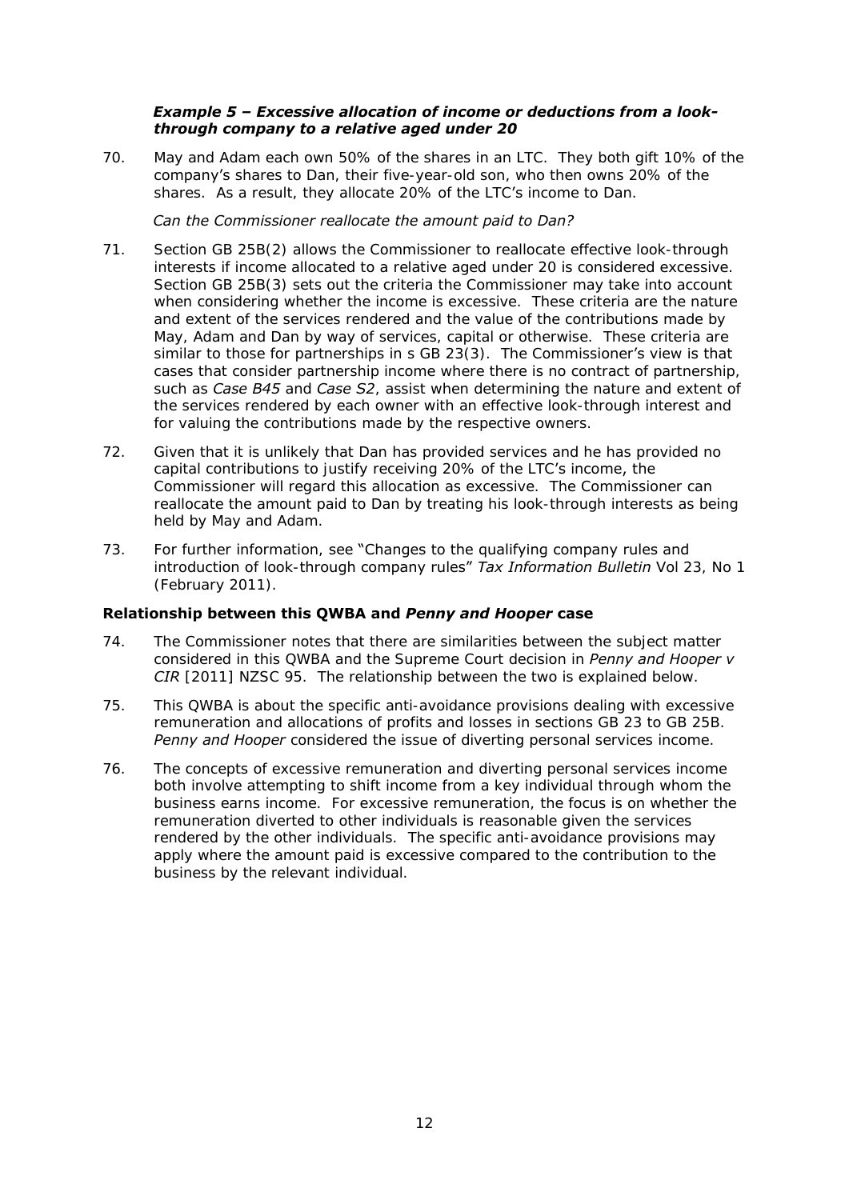### *Example 5 – Excessive allocation of income or deductions from a look-through company to a relative aged under 20*

70. May and Adam each own 50% of the shares in an LTC. They both gift 10% of the company's shares to Dan, their five-year-old son, who then owns 20% of the shares. As a result, they allocate 20% of the LTC's income to Dan.

*Can the Commissioner reallocate the amount paid to Dan?*

71. Section GB 25B(2) allows the Commissioner to reallocate effective look-through interests if income allocated to a relative aged under 20 is considered excessive. Section GB 25B(3) sets out the criteria the Commissioner may take into account when considering whether the income is excessive. These criteria are the nature and extent of the services rendered and the value of the contributions made by May, Adam and Dan by way of services, capital or otherwise. These criteria are similar to those for partnerships in s GB 23(3). The Commissioner's view is that cases that consider partnership income where there is no contract of partnership, such as *Case B45* and *Case S2*, assist when determining the nature and extent of the services rendered by each owner with an effective look-through interest and for valuing the contributions made by the respective owners.

72. Given that it is unlikely that Dan has provided services and he has provided no capital contributions to justify receiving 20% of the LTC's income, the Commissioner will regard this allocation as excessive. The Commissioner can reallocate the amount paid to Dan by treating his look-through interests as being held by May and Adam.

73. For further information, see "Changes to the qualifying company rules and introduction of look-through company rules" *Tax Information Bulletin* Vol 23, No 1 (February 2011).

### Relationship between this QWBA and *Penny and Hooper* case

74. The Commissioner notes that there are similarities between the subject matter considered in this QWBA and the Supreme Court decision in *Penny and Hooper v CIR* [2011] NZSC 95. The relationship between the two is explained below.

75. This QWBA is about the specific anti-avoidance provisions dealing with excessive remuneration and allocations of profits and losses in sections GB 23 to GB 25B. *Penny and Hooper* considered the issue of diverting personal services income.

76. The concepts of excessive remuneration and diverting personal services income both involve attempting to shift income from a key individual through whom the business earns income. For excessive remuneration, the focus is on whether the remuneration diverted to other individuals is reasonable given the services rendered by the other individuals. The specific anti-avoidance provisions may apply where the amount paid is excessive compared to the contribution to the business by the relevant individual.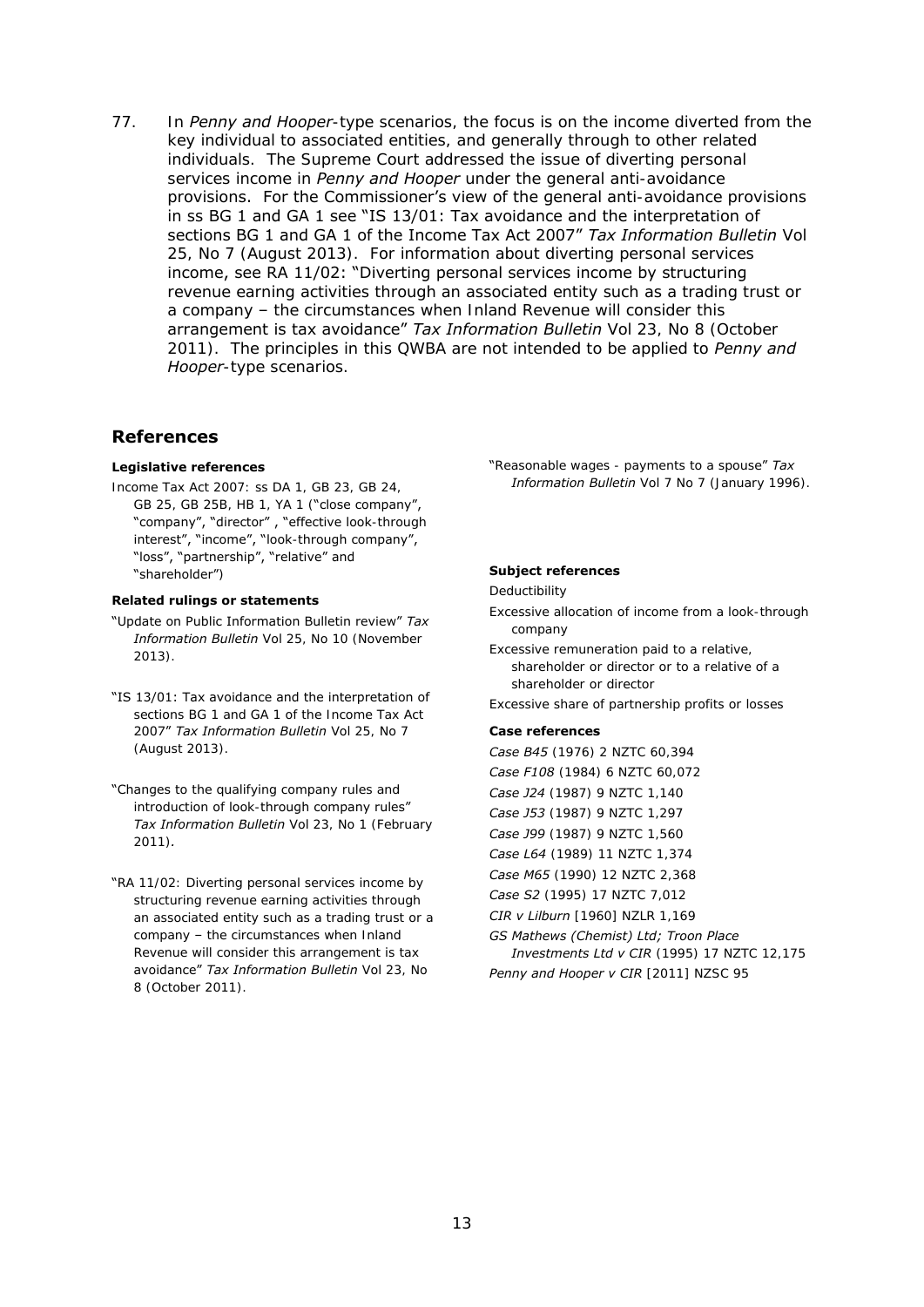77. In *Penny and Hooper*-type scenarios, the focus is on the income diverted from the key individual to associated entities, and generally through to other related individuals. The Supreme Court addressed the issue of diverting personal services income in *Penny and Hooper* under the general anti-avoidance provisions. For the Commissioner's view of the general anti-avoidance provisions in ss BG 1 and GA 1 see "IS 13/01: Tax avoidance and the interpretation of sections BG 1 and GA 1 of the Income Tax Act 2007" *Tax Information Bulletin* Vol 25, No 7 (August 2013). For information about diverting personal services income, see RA 11/02: "Diverting personal services income by structuring revenue earning activities through an associated entity such as a trading trust or a company – the circumstances when Inland Revenue will consider this arrangement is tax avoidance" *Tax Information Bulletin* Vol 23, No 8 (October 2011). The principles in this QWBA are not intended to be applied to *Penny and Hooper*-type scenarios.

## References

#### Legislative references

Income Tax Act 2007: ss DA 1, GB 23, GB 24, GB 25, GB 25B, HB 1, YA 1 ("close company", "company", "director" , "effective look-through interest", "income", "look-through company", "loss", "partnership", "relative" and "shareholder")

#### Related rulings or statements

"Update on Public Information Bulletin review" *Tax Information Bulletin* Vol 25, No 10 (November 2013).

"IS 13/01: Tax avoidance and the interpretation of sections BG 1 and GA 1 of the Income Tax Act 2007" *Tax Information Bulletin* Vol 25, No 7 (August 2013).

"Changes to the qualifying company rules and introduction of look-through company rules" *Tax Information Bulletin* Vol 23, No 1 (February 2011).

"RA 11/02: Diverting personal services income by structuring revenue earning activities through an associated entity such as a trading trust or a company – the circumstances when Inland Revenue will consider this arrangement is tax avoidance" *Tax Information Bulletin* Vol 23, No 8 (October 2011).

"Reasonable wages - payments to a spouse" *Tax Information Bulletin* Vol 7 No 7 (January 1996).

#### Subject references

Deductibility

Excessive allocation of income from a look-through company

Excessive remuneration paid to a relative, shareholder or director or to a relative of a shareholder or director

Excessive share of partnership profits or losses

#### Case references

*Case B45* (1976) 2 NZTC 60,394

*Case F108* (1984) 6 NZTC 60,072

*Case J24* (1987) 9 NZTC 1,140

*Case J53* (1987) 9 NZTC 1,297

*Case J99* (1987) 9 NZTC 1,560

*Case L64* (1989) 11 NZTC 1,374

*Case M65* (1990) 12 NZTC 2,368

*Case S2* (1995) 17 NZTC 7,012

*CIR v Lilburn* [1960] NZLR 1,169

*GS Mathews (Chemist) Ltd; Troon Place Investments Ltd v CIR* (1995) 17 NZTC 12,175

*Penny and Hooper v CIR* [2011] NZSC 95